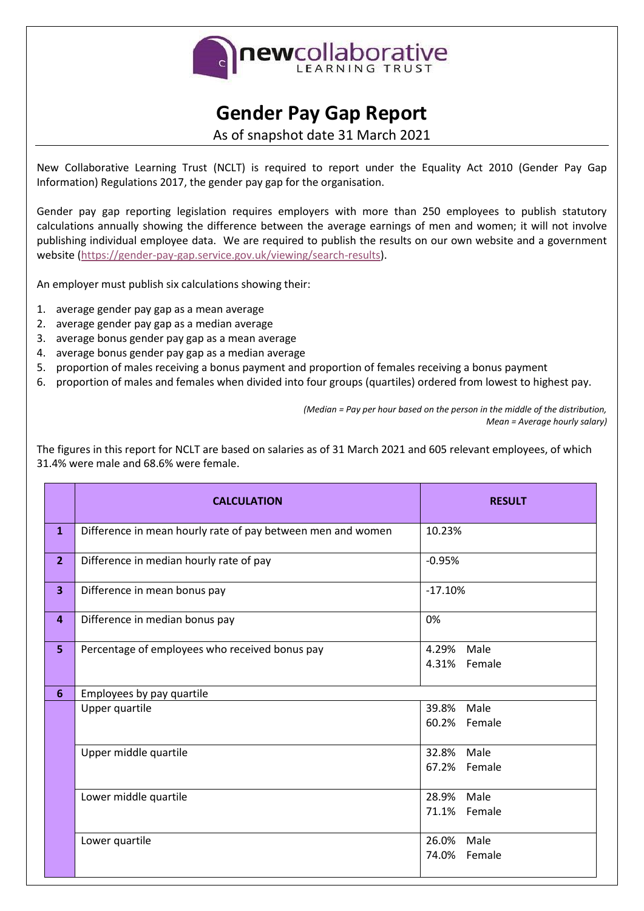newcollaborative LEARNING TRUST

# Gender Pay Gap Report

As of snapshot date 31 March 2021

New Collaborative Learning Trust (NCLT) is required to report under the Equality Act 2010 (Gender Pay Gap Information) Regulations 2017, the gender pay gap for the organisation.

Gender pay gap reporting legislation requires employers with more than 250 employees to publish statutory calculations annually showing the difference between the average earnings of men and women; it will not involve publishing individual employee data. We are required to publish the results on our own website and a government website (https://gender-pay-gap.service.gov.uk/viewing/search-results).

An employer must publish six calculations showing their:

1. average gender pay gap as a mean average
2. average gender pay gap as a median average
3. average bonus gender pay gap as a mean average
4. average bonus gender pay gap as a median average
5. proportion of males receiving a bonus payment and proportion of females receiving a bonus payment
6. proportion of males and females when divided into four groups (quartiles) ordered from lowest to highest pay.

*(Median = Pay per hour based on the person in the middle of the distribution, Mean = Average hourly salary)*

The figures in this report for NCLT are based on salaries as of 31 March 2021 and 605 relevant employees, of which 31.4% were male and 68.6% were female.

| | CALCULATION | RESULT |
|---|---|---|
| **1** | Difference in mean hourly rate of pay between men and women | 10.23% |
| **2** | Difference in median hourly rate of pay | -0.95% |
| **3** | Difference in mean bonus pay | -17.10% |
| **4** | Difference in median bonus pay | 0% |
| **5** | Percentage of employees who received bonus pay | 4.29% Male<br>4.31% Female |
| **6** | Employees by pay quartile | |
| | Upper quartile | 39.8% Male<br>60.2% Female |
| | Upper middle quartile | 32.8% Male<br>67.2% Female |
| | Lower middle quartile | 28.9% Male<br>71.1% Female |
| | Lower quartile | 26.0% Male<br>74.0% Female |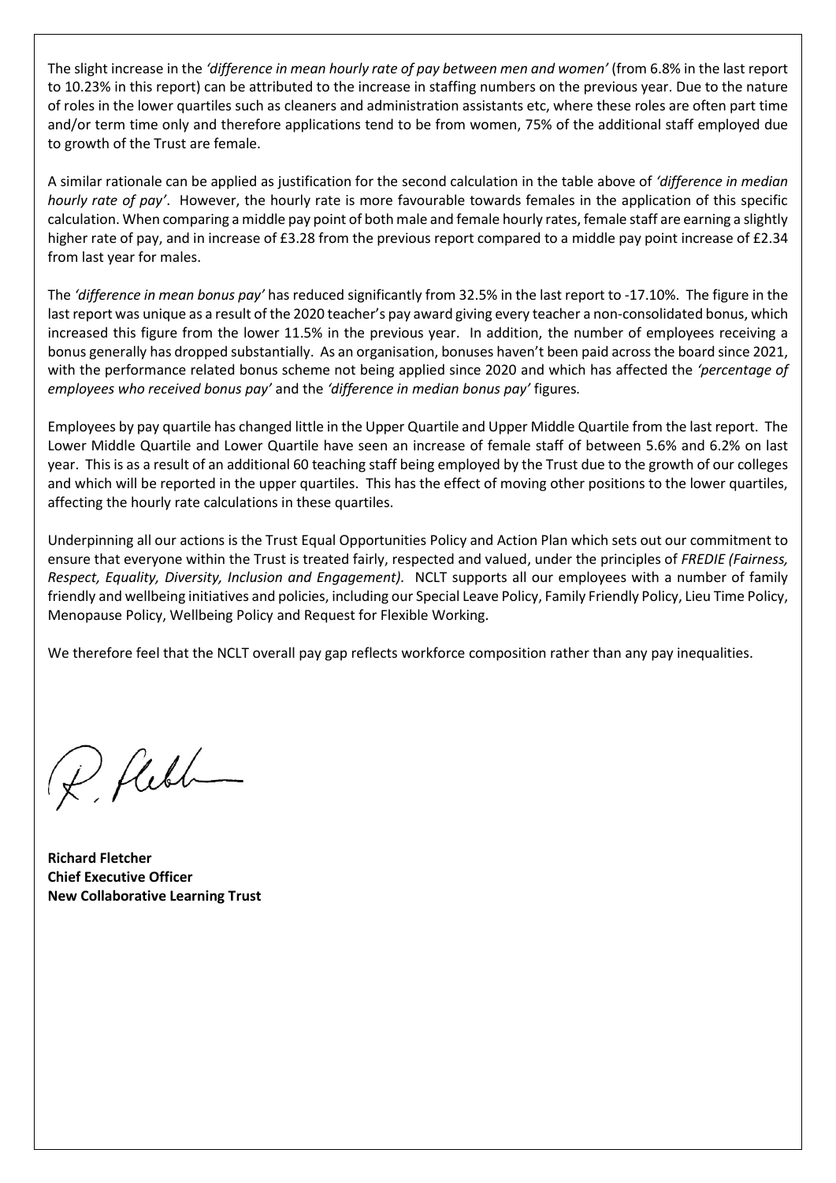The slight increase in the *'difference in mean hourly rate of pay between men and women'* (from 6.8% in the last report to 10.23% in this report) can be attributed to the increase in staffing numbers on the previous year. Due to the nature of roles in the lower quartiles such as cleaners and administration assistants etc, where these roles are often part time and/or term time only and therefore applications tend to be from women, 75% of the additional staff employed due to growth of the Trust are female.

A similar rationale can be applied as justification for the second calculation in the table above of *'difference in median hourly rate of pay'*. However, the hourly rate is more favourable towards females in the application of this specific calculation. When comparing a middle pay point of both male and female hourly rates, female staff are earning a slightly higher rate of pay, and in increase of £3.28 from the previous report compared to a middle pay point increase of £2.34 from last year for males.

The *'difference in mean bonus pay'* has reduced significantly from 32.5% in the last report to -17.10%. The figure in the last report was unique as a result of the 2020 teacher's pay award giving every teacher a non-consolidated bonus, which increased this figure from the lower 11.5% in the previous year. In addition, the number of employees receiving a bonus generally has dropped substantially. As an organisation, bonuses haven't been paid across the board since 2021, with the performance related bonus scheme not being applied since 2020 and which has affected the *'percentage of employees who received bonus pay'* and the *'difference in median bonus pay'* figures*.*

Employees by pay quartile has changed little in the Upper Quartile and Upper Middle Quartile from the last report. The Lower Middle Quartile and Lower Quartile have seen an increase of female staff of between 5.6% and 6.2% on last year. This is as a result of an additional 60 teaching staff being employed by the Trust due to the growth of our colleges and which will be reported in the upper quartiles. This has the effect of moving other positions to the lower quartiles, affecting the hourly rate calculations in these quartiles.

Underpinning all our actions is the Trust Equal Opportunities Policy and Action Plan which sets out our commitment to ensure that everyone within the Trust is treated fairly, respected and valued, under the principles of *FREDIE (Fairness, Respect, Equality, Diversity, Inclusion and Engagement).* NCLT supports all our employees with a number of family friendly and wellbeing initiatives and policies, including our Special Leave Policy, Family Friendly Policy, Lieu Time Policy, Menopause Policy, Wellbeing Policy and Request for Flexible Working.

We therefore feel that the NCLT overall pay gap reflects workforce composition rather than any pay inequalities.

**Richard Fletcher**
**Chief Executive Officer**
**New Collaborative Learning Trust**